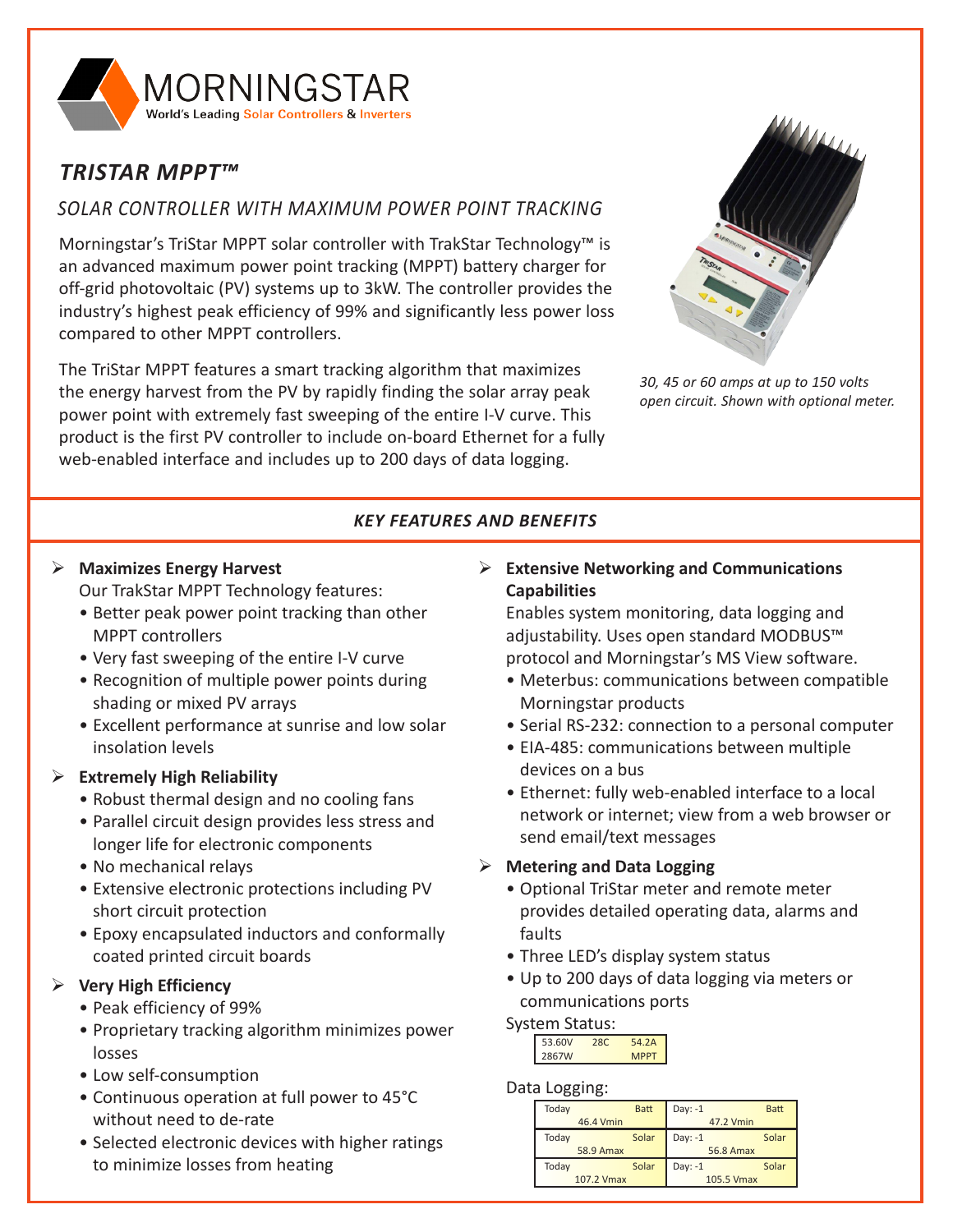MORNINGSTAR

World's Leading Solar Controllers & Inverters

# *TRISTAR MPPT™*

## *SOLAR CONTROLLER WITH MAXIMUM POWER POINT TRACKING*

Morningstar's TriStar MPPT solar controller with TrakStar Technology™ is an advanced maximum power point tracking (MPPT) battery charger for off-grid photovoltaic (PV) systems up to 3kW. The controller provides the industry's highest peak efficiency of 99% and significantly less power loss compared to other MPPT controllers.

The TriStar MPPT features a smart tracking algorithm that maximizes the energy harvest from the PV by rapidly finding the solar array peak power point with extremely fast sweeping of the entire I-V curve. This product is the first PV controller to include on-board Ethernet for a fully web-enabled interface and includes up to 200 days of data logging.

*30, 45 or 60 amps at up to 150 volts open circuit. Shown with optional meter.*

## *KEY FEATURES AND BENEFITS*

- **Maximizes Energy Harvest**
  Our TrakStar MPPT Technology features:
  - Better peak power point tracking than other MPPT controllers
  - Very fast sweeping of the entire I-V curve
  - Recognition of multiple power points during shading or mixed PV arrays
  - Excellent performance at sunrise and low solar insolation levels

- **Extremely High Reliability**
  - Robust thermal design and no cooling fans
  - Parallel circuit design provides less stress and longer life for electronic components
  - No mechanical relays
  - Extensive electronic protections including PV short circuit protection
  - Epoxy encapsulated inductors and conformally coated printed circuit boards

- **Very High Efficiency**
  - Peak efficiency of 99%
  - Proprietary tracking algorithm minimizes power losses
  - Low self-consumption
  - Continuous operation at full power to 45°C without need to de-rate
  - Selected electronic devices with higher ratings to minimize losses from heating

- **Extensive Networking and Communications Capabilities**
  Enables system monitoring, data logging and adjustability. Uses open standard MODBUS™ protocol and Morningstar's MS View software.
  - Meterbus: communications between compatible Morningstar products
  - Serial RS-232: connection to a personal computer
  - EIA-485: communications between multiple devices on a bus
  - Ethernet: fully web-enabled interface to a local network or internet; view from a web browser or send email/text messages

- **Metering and Data Logging**
  - Optional TriStar meter and remote meter provides detailed operating data, alarms and faults
  - Three LED's display system status
  - Up to 200 days of data logging via meters or communications ports

System Status:

| 53.60V | 28C | 54.2A |
|---|---|---|
| 2867W | | MPPT |

Data Logging:

| | |
|---|---|
| Today Batt 46.4 Vmin | Day: -1 Batt 47.2 Vmin |
| Today Solar 58.9 Amax | Day: -1 Solar 56.8 Amax |
| Today Solar 107.2 Vmax | Day: -1 Solar 105.5 Vmax |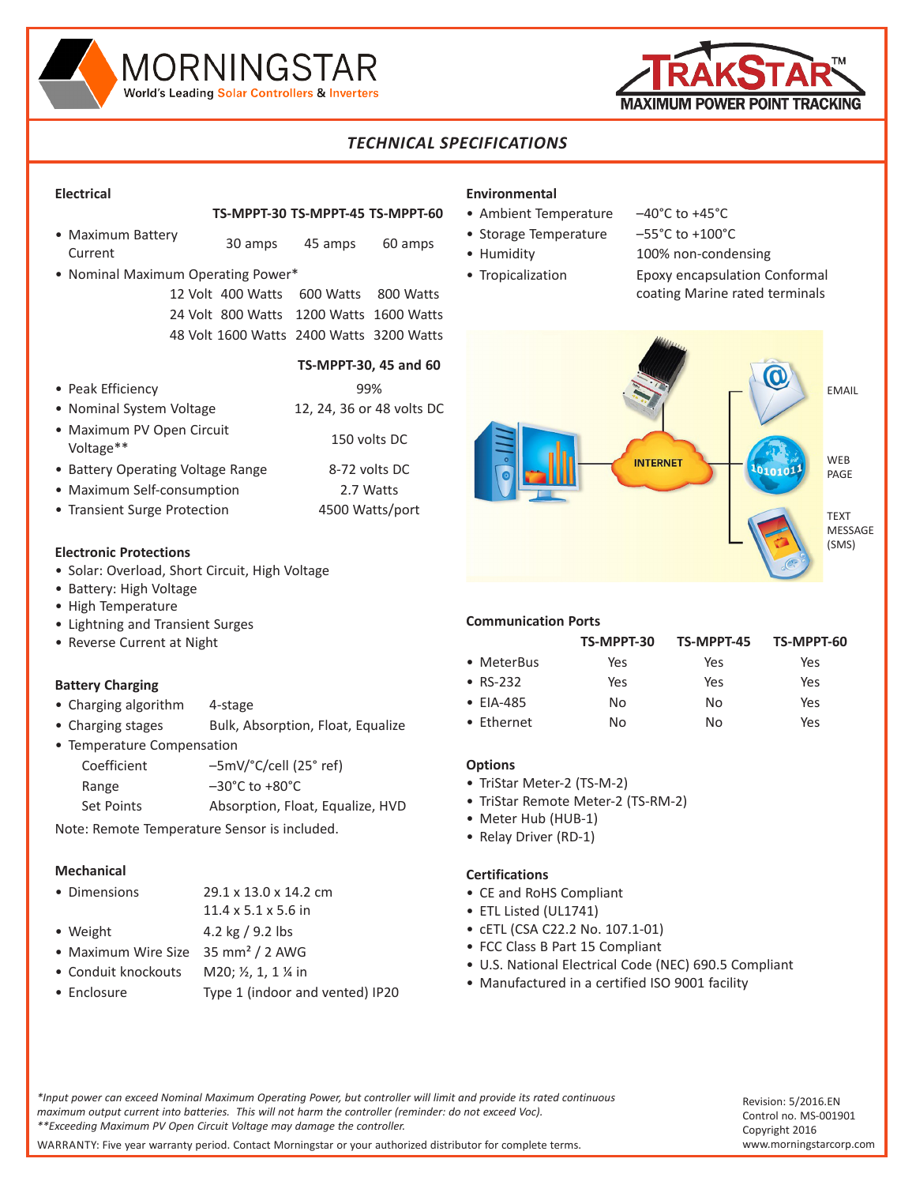# TECHNICAL SPECIFICATIONS

## Electrical

| | TS-MPPT-30 | TS-MPPT-45 | TS-MPPT-60 |
|---|---|---|---|
| • Maximum Battery Current | 30 amps | 45 amps | 60 amps |
| • Nominal Maximum Operating Power* | | | |
| 12 Volt | 400 Watts | 600 Watts | 800 Watts |
| 24 Volt | 800 Watts | 1200 Watts | 1600 Watts |
| 48 Volt | 1600 Watts | 2400 Watts | 3200 Watts |

| | TS-MPPT-30, 45 and 60 |
|---|---|
| • Peak Efficiency | 99% |
| • Nominal System Voltage | 12, 24, 36 or 48 volts DC |
| • Maximum PV Open Circuit Voltage** | 150 volts DC |
| • Battery Operating Voltage Range | 8-72 volts DC |
| • Maximum Self-consumption | 2.7 Watts |
| • Transient Surge Protection | 4500 Watts/port |

## Electronic Protections

- Solar: Overload, Short Circuit, High Voltage
- Battery: High Voltage
- High Temperature
- Lightning and Transient Surges
- Reverse Current at Night

## Battery Charging

- Charging algorithm: 4-stage
- Charging stages: Bulk, Absorption, Float, Equalize
- Temperature Compensation
  - Coefficient: –5mV/°C/cell (25° ref)
  - Range: –30°C to +80°C
  - Set Points: Absorption, Float, Equalize, HVD

Note: Remote Temperature Sensor is included.

## Mechanical

- Dimensions: 29.1 x 13.0 x 14.2 cm / 11.4 x 5.1 x 5.6 in
- Weight: 4.2 kg / 9.2 lbs
- Maximum Wire Size: 35 mm² / 2 AWG
- Conduit knockouts: M20; ½, 1, 1 ¼ in
- Enclosure: Type 1 (indoor and vented) IP20

## Environmental

- Ambient Temperature: –40°C to +45°C
- Storage Temperature: –55°C to +100°C
- Humidity: 100% non-condensing
- Tropicalization: Epoxy encapsulation Conformal coating Marine rated terminals

INTERNET

EMAIL

WEB PAGE

TEXT MESSAGE (SMS)

## Communication Ports

| | TS-MPPT-30 | TS-MPPT-45 | TS-MPPT-60 |
|---|---|---|---|
| • MeterBus | Yes | Yes | Yes |
| • RS-232 | Yes | Yes | Yes |
| • EIA-485 | No | No | Yes |
| • Ethernet | No | No | Yes |

## Options

- TriStar Meter-2 (TS-M-2)
- TriStar Remote Meter-2 (TS-RM-2)
- Meter Hub (HUB-1)
- Relay Driver (RD-1)

## Certifications

- CE and RoHS Compliant
- ETL Listed (UL1741)
- cETL (CSA C22.2 No. 107.1-01)
- FCC Class B Part 15 Compliant
- U.S. National Electrical Code (NEC) 690.5 Compliant
- Manufactured in a certified ISO 9001 facility

*\*Input power can exceed Nominal Maximum Operating Power, but controller will limit and provide its rated continuous maximum output current into batteries. This will not harm the controller (reminder: do not exceed Voc).*
*\*\*Exceeding Maximum PV Open Circuit Voltage may damage the controller.*

WARRANTY: Five year warranty period. Contact Morningstar or your authorized distributor for complete terms.

Revision: 5/2016.EN
Control no. MS-001901
Copyright 2016
www.morningstarcorp.com